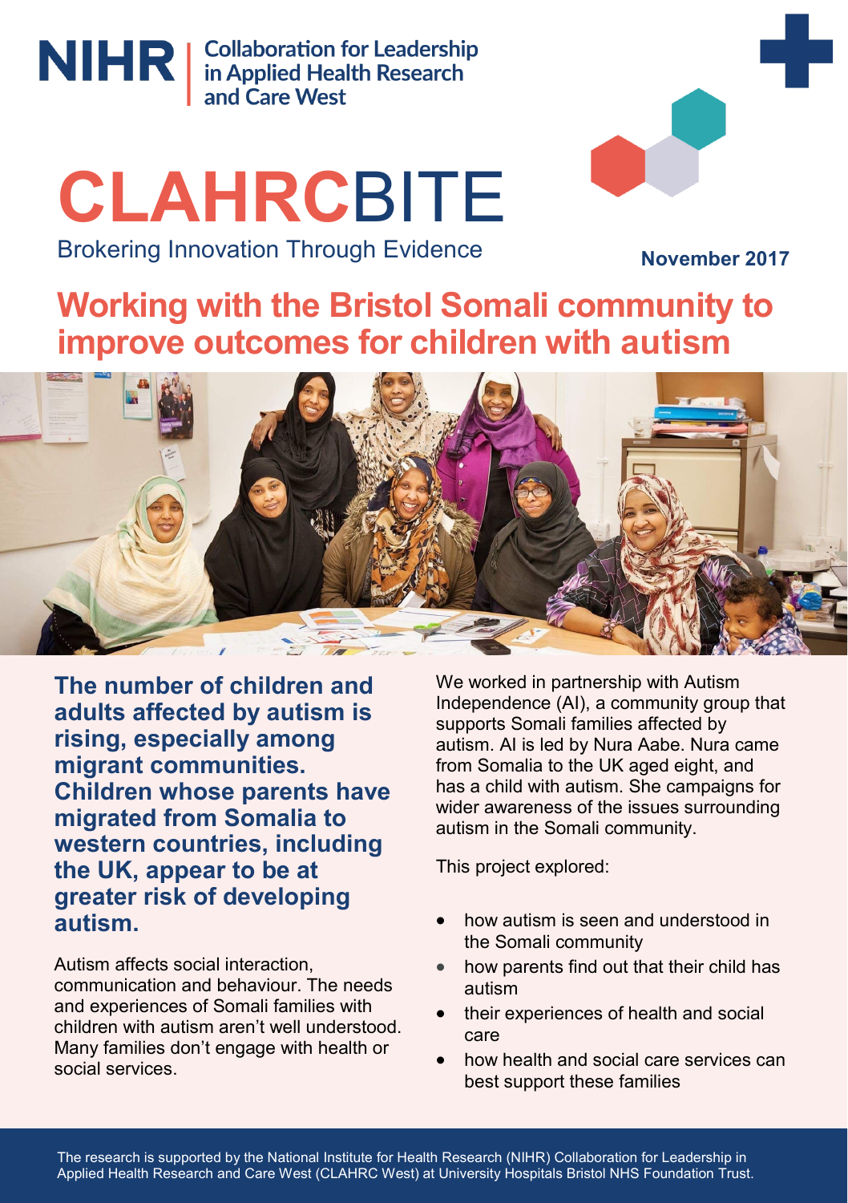NIHR | Collaboration for Leadership in Applied Health Research and Care West

# CLAHRCBITE

Brokering Innovation Through Evidence

**November 2017**

## Working with the Bristol Somali community to improve outcomes for children with autism

**The number of children and adults affected by autism is rising, especially among migrant communities. Children whose parents have migrated from Somalia to western countries, including the UK, appear to be at greater risk of developing autism.**

Autism affects social interaction, communication and behaviour. The needs and experiences of Somali families with children with autism aren't well understood. Many families don't engage with health or social services.

We worked in partnership with Autism Independence (AI), a community group that supports Somali families affected by autism. AI is led by Nura Aabe. Nura came from Somalia to the UK aged eight, and has a child with autism. She campaigns for wider awareness of the issues surrounding autism in the Somali community.

This project explored:

- how autism is seen and understood in the Somali community
- how parents find out that their child has autism
- their experiences of health and social care
- how health and social care services can best support these families

The research is supported by the National Institute for Health Research (NIHR) Collaboration for Leadership in Applied Health Research and Care West (CLAHRC West) at University Hospitals Bristol NHS Foundation Trust.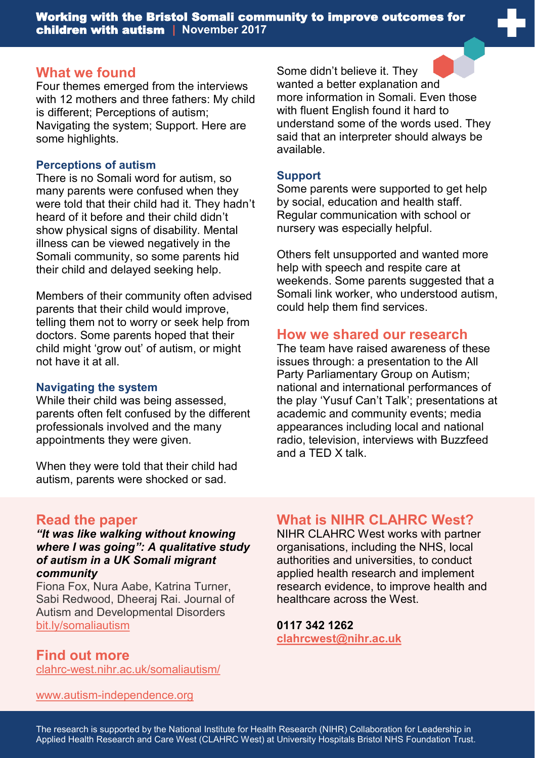# Working with the Bristol Somali community to improve outcomes for children with autism | November 2017

## What we found

Four themes emerged from the interviews with 12 mothers and three fathers: My child is different; Perceptions of autism; Navigating the system; Support. Here are some highlights.

### Perceptions of autism

There is no Somali word for autism, so many parents were confused when they were told that their child had it. They hadn't heard of it before and their child didn't show physical signs of disability. Mental illness can be viewed negatively in the Somali community, so some parents hid their child and delayed seeking help.

Members of their community often advised parents that their child would improve, telling them not to worry or seek help from doctors. Some parents hoped that their child might 'grow out' of autism, or might not have it at all.

### Navigating the system

While their child was being assessed, parents often felt confused by the different professionals involved and the many appointments they were given.

When they were told that their child had autism, parents were shocked or sad. Some didn't believe it. They wanted a better explanation and more information in Somali. Even those with fluent English found it hard to understand some of the words used. They said that an interpreter should always be available.

### Support

Some parents were supported to get help by social, education and health staff. Regular communication with school or nursery was especially helpful.

Others felt unsupported and wanted more help with speech and respite care at weekends. Some parents suggested that a Somali link worker, who understood autism, could help them find services.

## How we shared our research

The team have raised awareness of these issues through: a presentation to the All Party Parliamentary Group on Autism; national and international performances of the play 'Yusuf Can't Talk'; presentations at academic and community events; media appearances including local and national radio, television, interviews with Buzzfeed and a TED X talk.

## Read the paper

***"It was like walking without knowing where I was going": A qualitative study of autism in a UK Somali migrant community***

Fiona Fox, Nura Aabe, Katrina Turner, Sabi Redwood, Dheeraj Rai. Journal of Autism and Developmental Disorders

bit.ly/somaliautism

## Find out more

clahrc-west.nihr.ac.uk/somaliautism/

www.autism-independence.org

## What is NIHR CLAHRC West?

NIHR CLAHRC West works with partner organisations, including the NHS, local authorities and universities, to conduct applied health research and implement research evidence, to improve health and healthcare across the West.

**0117 342 1262**

**clahrcwest@nihr.ac.uk**

The research is supported by the National Institute for Health Research (NIHR) Collaboration for Leadership in Applied Health Research and Care West (CLAHRC West) at University Hospitals Bristol NHS Foundation Trust.